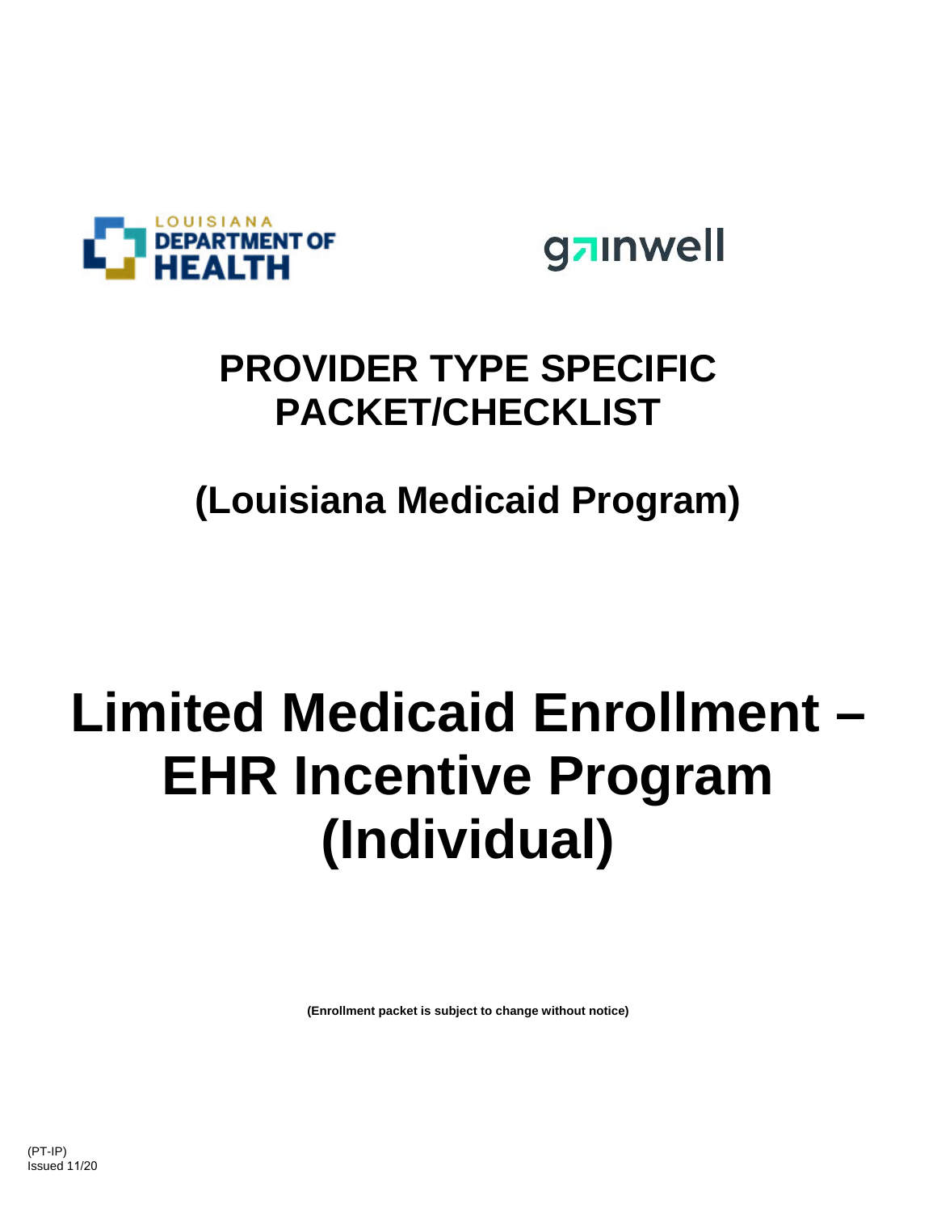LOUISIANA DEPARTMENT OF HEALTH

gainwell

# PROVIDER TYPE SPECIFIC PACKET/CHECKLIST

## (Louisiana Medicaid Program)

# Limited Medicaid Enrollment – EHR Incentive Program (Individual)

**(Enrollment packet is subject to change without notice)**

(PT-IP)
Issued 11/20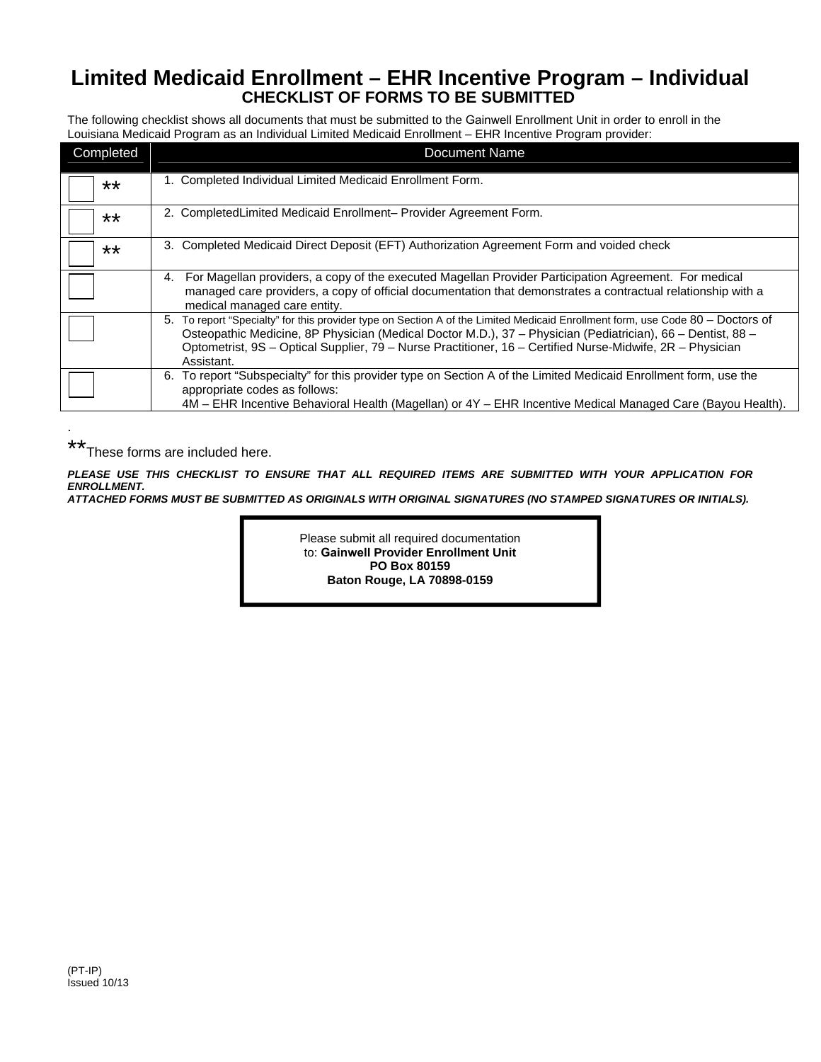# Limited Medicaid Enrollment – EHR Incentive Program – Individual

## CHECKLIST OF FORMS TO BE SUBMITTED

The following checklist shows all documents that must be submitted to the Gainwell Enrollment Unit in order to enroll in the Louisiana Medicaid Program as an Individual Limited Medicaid Enrollment – EHR Incentive Program provider:

| Completed | Document Name |
|---|---|
| ☐ ** | 1. Completed Individual Limited Medicaid Enrollment Form. |
| ☐ ** | 2. CompletedLimited Medicaid Enrollment– Provider Agreement Form. |
| ☐ ** | 3. Completed Medicaid Direct Deposit (EFT) Authorization Agreement Form and voided check |
| ☐ | 4. For Magellan providers, a copy of the executed Magellan Provider Participation Agreement. For medical managed care providers, a copy of official documentation that demonstrates a contractual relationship with a medical managed care entity. |
| ☐ | 5. To report "Specialty" for this provider type on Section A of the Limited Medicaid Enrollment form, use Code 80 – Doctors of Osteopathic Medicine, 8P Physician (Medical Doctor M.D.), 37 – Physician (Pediatrician), 66 – Dentist, 88 – Optometrist, 9S – Optical Supplier, 79 – Nurse Practitioner, 16 – Certified Nurse-Midwife, 2R – Physician Assistant. |
| ☐ | 6. To report "Subspecialty" for this provider type on Section A of the Limited Medicaid Enrollment form, use the appropriate codes as follows: 4M – EHR Incentive Behavioral Health (Magellan) or 4Y – EHR Incentive Medical Managed Care (Bayou Health). |

.

**These forms are included here.

***PLEASE USE THIS CHECKLIST TO ENSURE THAT ALL REQUIRED ITEMS ARE SUBMITTED WITH YOUR APPLICATION FOR ENROLLMENT.***

***ATTACHED FORMS MUST BE SUBMITTED AS ORIGINALS WITH ORIGINAL SIGNATURES (NO STAMPED SIGNATURES OR INITIALS).***

Please submit all required documentation to: **Gainwell Provider Enrollment Unit**
**PO Box 80159**
**Baton Rouge, LA 70898-0159**

(PT-IP)
Issued 10/13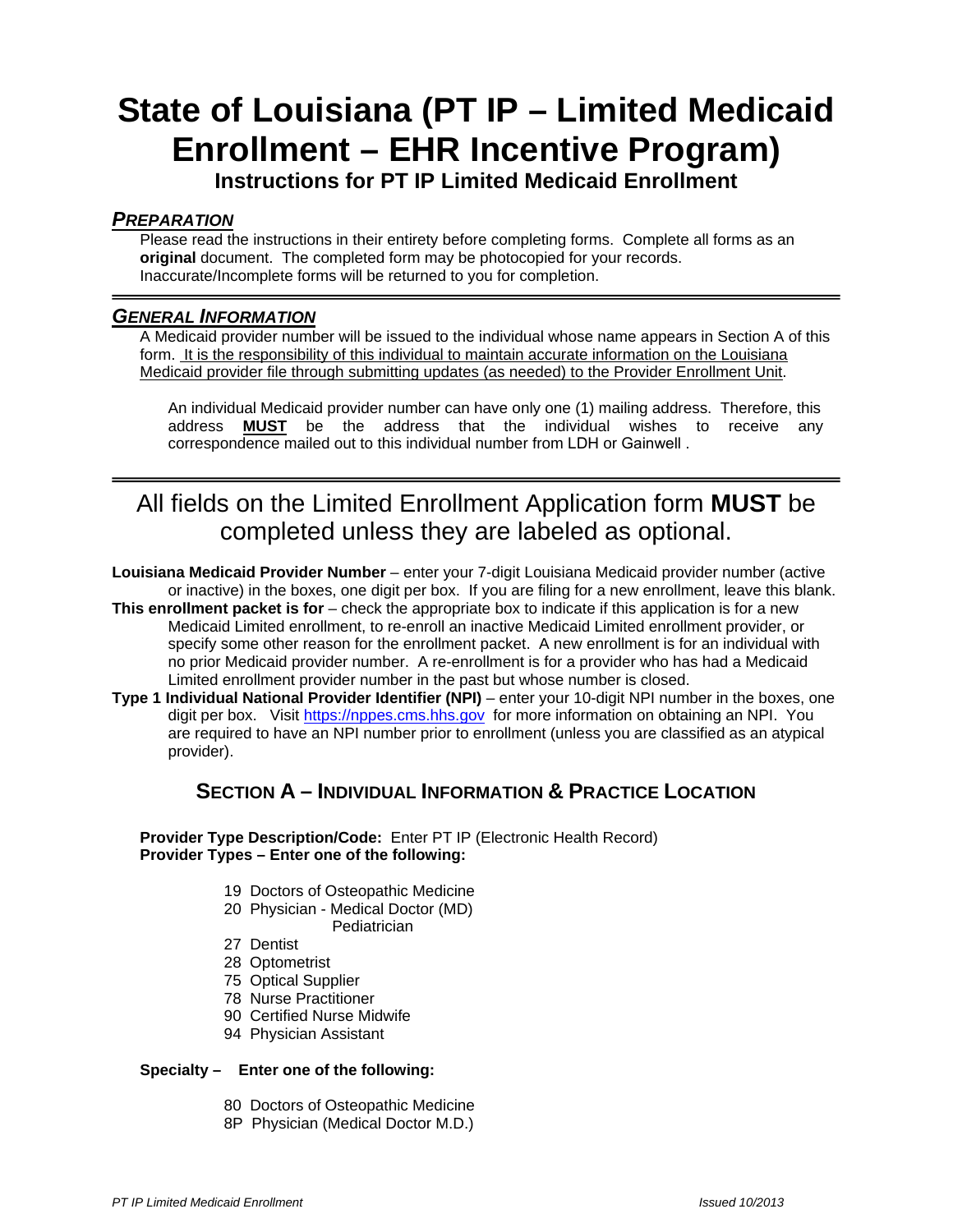# State of Louisiana (PT IP – Limited Medicaid Enrollment – EHR Incentive Program)

## Instructions for PT IP Limited Medicaid Enrollment

### *PREPARATION*

Please read the instructions in their entirety before completing forms. Complete all forms as an **original** document. The completed form may be photocopied for your records. Inaccurate/Incomplete forms will be returned to you for completion.

### *GENERAL INFORMATION*

A Medicaid provider number will be issued to the individual whose name appears in Section A of this form. It is the responsibility of this individual to maintain accurate information on the Louisiana Medicaid provider file through submitting updates (as needed) to the Provider Enrollment Unit.

An individual Medicaid provider number can have only one (1) mailing address. Therefore, this address **MUST** be the address that the individual wishes to receive any correspondence mailed out to this individual number from LDH or Gainwell .

## All fields on the Limited Enrollment Application form **MUST** be completed unless they are labeled as optional.

**Louisiana Medicaid Provider Number** – enter your 7-digit Louisiana Medicaid provider number (active or inactive) in the boxes, one digit per box. If you are filing for a new enrollment, leave this blank.

**This enrollment packet is for** – check the appropriate box to indicate if this application is for a new Medicaid Limited enrollment, to re-enroll an inactive Medicaid Limited enrollment provider, or specify some other reason for the enrollment packet. A new enrollment is for an individual with no prior Medicaid provider number. A re-enrollment is for a provider who has had a Medicaid Limited enrollment provider number in the past but whose number is closed.

**Type 1 Individual National Provider Identifier (NPI)** – enter your 10-digit NPI number in the boxes, one digit per box. Visit https://nppes.cms.hhs.gov for more information on obtaining an NPI. You are required to have an NPI number prior to enrollment (unless you are classified as an atypical provider).

### SECTION A – INDIVIDUAL INFORMATION & PRACTICE LOCATION

**Provider Type Description/Code:** Enter PT IP (Electronic Health Record)
**Provider Types – Enter one of the following:**

- 19 Doctors of Osteopathic Medicine
- 20 Physician - Medical Doctor (MD)
  Pediatrician
- 27 Dentist
- 28 Optometrist
- 75 Optical Supplier
- 78 Nurse Practitioner
- 90 Certified Nurse Midwife
- 94 Physician Assistant

**Specialty – Enter one of the following:**

- 80 Doctors of Osteopathic Medicine
- 8P Physician (Medical Doctor M.D.)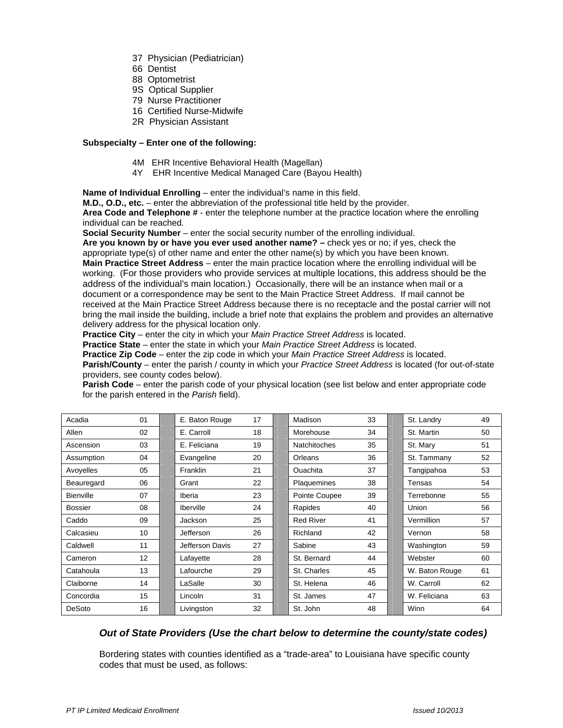37 Physician (Pediatrician)
66 Dentist
88 Optometrist
9S Optical Supplier
79 Nurse Practitioner
16 Certified Nurse-Midwife
2R Physician Assistant

**Subspecialty – Enter one of the following:**

4M EHR Incentive Behavioral Health (Magellan)
4Y EHR Incentive Medical Managed Care (Bayou Health)

**Name of Individual Enrolling** – enter the individual's name in this field.
**M.D., O.D., etc.** – enter the abbreviation of the professional title held by the provider.
**Area Code and Telephone #** - enter the telephone number at the practice location where the enrolling individual can be reached.
**Social Security Number** – enter the social security number of the enrolling individual.
**Are you known by or have you ever used another name? –** check yes or no; if yes, check the appropriate type(s) of other name and enter the other name(s) by which you have been known.
**Main Practice Street Address** – enter the main practice location where the enrolling individual will be working. (For those providers who provide services at multiple locations, this address should be the address of the individual's main location.) Occasionally, there will be an instance when mail or a document or a correspondence may be sent to the Main Practice Street Address. If mail cannot be received at the Main Practice Street Address because there is no receptacle and the postal carrier will not bring the mail inside the building, include a brief note that explains the problem and provides an alternative delivery address for the physical location only.
**Practice City** – enter the city in which your *Main Practice Street Address* is located.
**Practice State** – enter the state in which your *Main Practice Street Address* is located.
**Practice Zip Code** – enter the zip code in which your *Main Practice Street Address* is located.
**Parish/County** – enter the parish / county in which your *Practice Street Address* is located (for out-of-state providers, see county codes below).
**Parish Code** – enter the parish code of your physical location (see list below and enter appropriate code for the parish entered in the *Parish* field).

| Parish | Code | Parish | Code | Parish | Code | Parish | Code |
|---|---|---|---|---|---|---|---|
| Acadia | 01 | E. Baton Rouge | 17 | Madison | 33 | St. Landry | 49 |
| Allen | 02 | E. Carroll | 18 | Morehouse | 34 | St. Martin | 50 |
| Ascension | 03 | E. Feliciana | 19 | Natchitoches | 35 | St. Mary | 51 |
| Assumption | 04 | Evangeline | 20 | Orleans | 36 | St. Tammany | 52 |
| Avoyelles | 05 | Franklin | 21 | Ouachita | 37 | Tangipahoa | 53 |
| Beauregard | 06 | Grant | 22 | Plaquemines | 38 | Tensas | 54 |
| Bienville | 07 | Iberia | 23 | Pointe Coupee | 39 | Terrebonne | 55 |
| Bossier | 08 | Iberville | 24 | Rapides | 40 | Union | 56 |
| Caddo | 09 | Jackson | 25 | Red River | 41 | Vermillion | 57 |
| Calcasieu | 10 | Jefferson | 26 | Richland | 42 | Vernon | 58 |
| Caldwell | 11 | Jefferson Davis | 27 | Sabine | 43 | Washington | 59 |
| Cameron | 12 | Lafayette | 28 | St. Bernard | 44 | Webster | 60 |
| Catahoula | 13 | Lafourche | 29 | St. Charles | 45 | W. Baton Rouge | 61 |
| Claiborne | 14 | LaSalle | 30 | St. Helena | 46 | W. Carroll | 62 |
| Concordia | 15 | Lincoln | 31 | St. James | 47 | W. Feliciana | 63 |
| DeSoto | 16 | Livingston | 32 | St. John | 48 | Winn | 64 |

### *Out of State Providers (Use the chart below to determine the county/state codes)*

Bordering states with counties identified as a "trade-area" to Louisiana have specific county codes that must be used, as follows: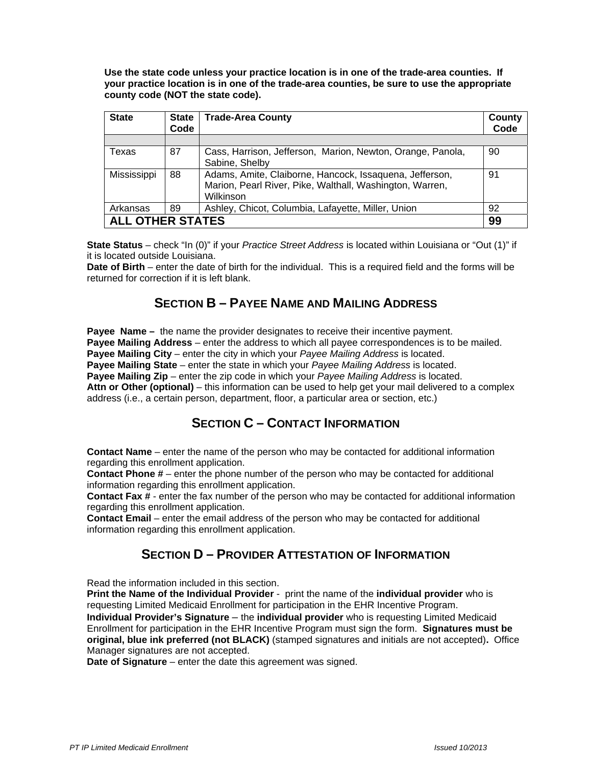**Use the state code unless your practice location is in one of the trade-area counties. If your practice location is in one of the trade-area counties, be sure to use the appropriate county code (NOT the state code).**

| State | State Code | Trade-Area County | County Code |
|---|---|---|---|
| | | | |
| Texas | 87 | Cass, Harrison, Jefferson, Marion, Newton, Orange, Panola, Sabine, Shelby | 90 |
| Mississippi | 88 | Adams, Amite, Claiborne, Hancock, Issaquena, Jefferson, Marion, Pearl River, Pike, Walthall, Washington, Warren, Wilkinson | 91 |
| Arkansas | 89 | Ashley, Chicot, Columbia, Lafayette, Miller, Union | 92 |
| **ALL OTHER STATES** | | | **99** |

**State Status** – check "In (0)" if your *Practice Street Address* is located within Louisiana or "Out (1)" if it is located outside Louisiana.
**Date of Birth** – enter the date of birth for the individual. This is a required field and the forms will be returned for correction if it is left blank.

## SECTION B – PAYEE NAME AND MAILING ADDRESS

**Payee Name –** the name the provider designates to receive their incentive payment.
**Payee Mailing Address** – enter the address to which all payee correspondences is to be mailed.
**Payee Mailing City** – enter the city in which your *Payee Mailing Address* is located.
**Payee Mailing State** – enter the state in which your *Payee Mailing Address* is located.
**Payee Mailing Zip** – enter the zip code in which your *Payee Mailing Address* is located.
**Attn or Other (optional)** – this information can be used to help get your mail delivered to a complex address (i.e., a certain person, department, floor, a particular area or section, etc.)

## SECTION C – CONTACT INFORMATION

**Contact Name** – enter the name of the person who may be contacted for additional information regarding this enrollment application.
**Contact Phone #** – enter the phone number of the person who may be contacted for additional information regarding this enrollment application.
**Contact Fax #** - enter the fax number of the person who may be contacted for additional information regarding this enrollment application.
**Contact Email** – enter the email address of the person who may be contacted for additional information regarding this enrollment application.

## SECTION D – PROVIDER ATTESTATION OF INFORMATION

Read the information included in this section.
**Print the Name of the Individual Provider** - print the name of the **individual provider** who is requesting Limited Medicaid Enrollment for participation in the EHR Incentive Program.
**Individual Provider's Signature** – the **individual provider** who is requesting Limited Medicaid Enrollment for participation in the EHR Incentive Program must sign the form. **Signatures must be original, blue ink preferred (not BLACK)** (stamped signatures and initials are not accepted)**.** Office Manager signatures are not accepted.
**Date of Signature** – enter the date this agreement was signed.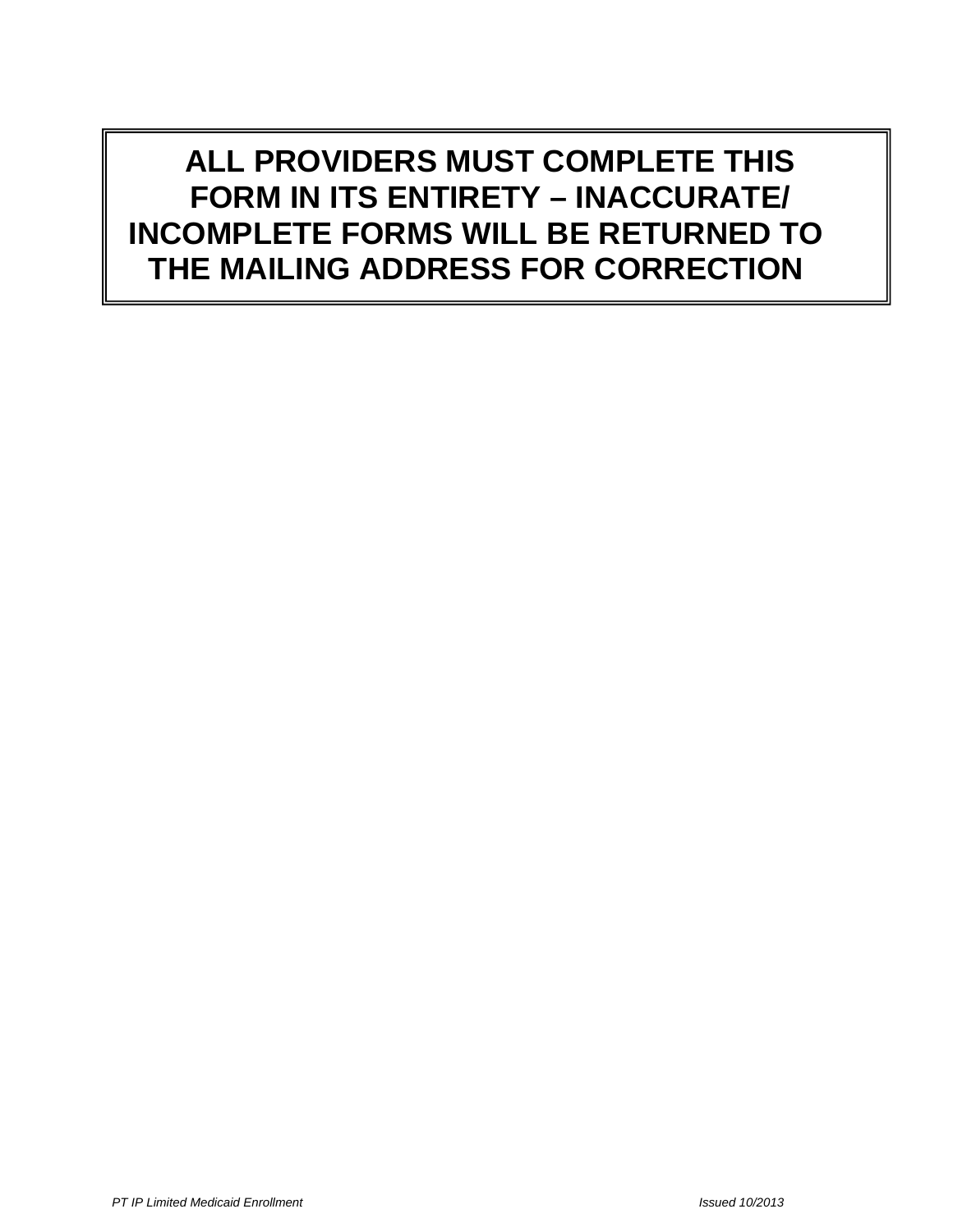**ALL PROVIDERS MUST COMPLETE THIS FORM IN ITS ENTIRETY – INACCURATE/ INCOMPLETE FORMS WILL BE RETURNED TO THE MAILING ADDRESS FOR CORRECTION**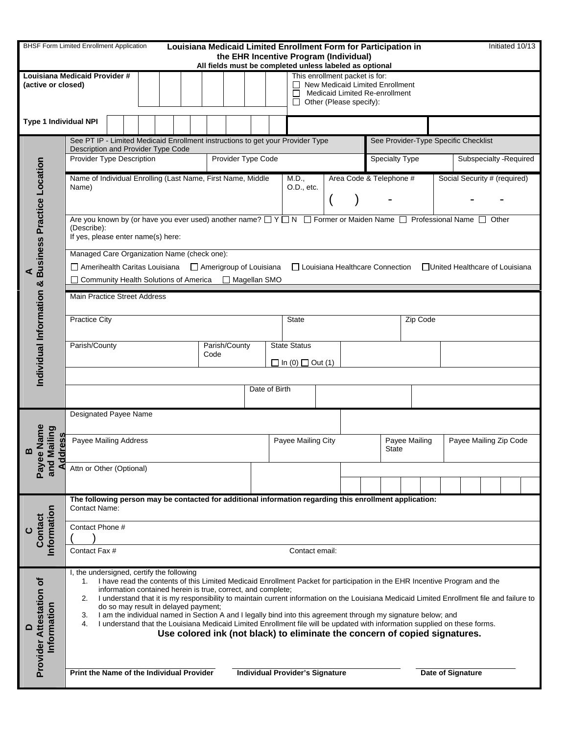BHSF Form Limited Enrollment Application

# Louisiana Medicaid Limited Enrollment Form for Participation in the EHR Incentive Program (Individual)

Initiated 10/13

**All fields must be completed unless labeled as optional**

**Louisiana Medicaid Provider # (active or closed)**

This enrollment packet is for:
- ☐ New Medicaid Limited Enrollment
- ☐ Medicaid Limited Re-enrollment
- ☐ Other (Please specify):

**Type 1 Individual NPI**

## A Individual Information & Business Practice Location

See PT IP - Limited Medicaid Enrollment instructions to get your Provider Type Description and Provider Type Code

See Provider-Type Specific Checklist

| Provider Type Description | Provider Type Code | Specialty Type | Subspecialty -Required |
|---|---|---|---|
| | | | |

| Name of Individual Enrolling (Last Name, First Name, Middle Name) | M.D., O.D., etc. | Area Code & Telephone # | Social Security # (required) |
|---|---|---|---|
| | | ( ) - | - - |

Are you known by (or have you ever used) another name? ☐ Y ☐ N ☐ Former or Maiden Name ☐ Professional Name ☐ Other (Describe):
If yes, please enter name(s) here:

Managed Care Organization Name (check one):

☐ Amerihealth Caritas Louisiana ☐ Amerigroup of Louisiana ☐ Louisiana Healthcare Connection ☐ United Healthcare of Louisiana
☐ Community Health Solutions of America ☐ Magellan SMO

Main Practice Street Address

| Practice City | State | Zip Code |
|---|---|---|
| | | |

| Parish/County | Parish/County Code | State Status | | |
|---|---|---|---|---|
| | | ☐ In (0) ☐ Out (1) | | |

Date of Birth

## B Payee Name and Mailing Address

Designated Payee Name

| Payee Mailing Address | Payee Mailing City | Payee Mailing State | Payee Mailing Zip Code |
|---|---|---|---|
| | | | |

Attn or Other (Optional)

## C Contact Information

**The following person may be contacted for additional information regarding this enrollment application:**

Contact Name:

Contact Phone #
( )

Contact Fax #

Contact email:

## D Provider Attestation of Information

I, the undersigned, certify the following

1. I have read the contents of this Limited Medicaid Enrollment Packet for participation in the EHR Incentive Program and the information contained herein is true, correct, and complete;
2. I understand that it is my responsibility to maintain current information on the Louisiana Medicaid Limited Enrollment file and failure to do so may result in delayed payment;
3. I am the individual named in Section A and I legally bind into this agreement through my signature below; and
4. I understand that the Louisiana Medicaid Limited Enrollment file will be updated with information supplied on these forms.

**Use colored ink (not black) to eliminate the concern of copied signatures.**

| **Print the Name of the Individual Provider** | **Individual Provider's Signature** | **Date of Signature** |
|---|---|---|
| | | |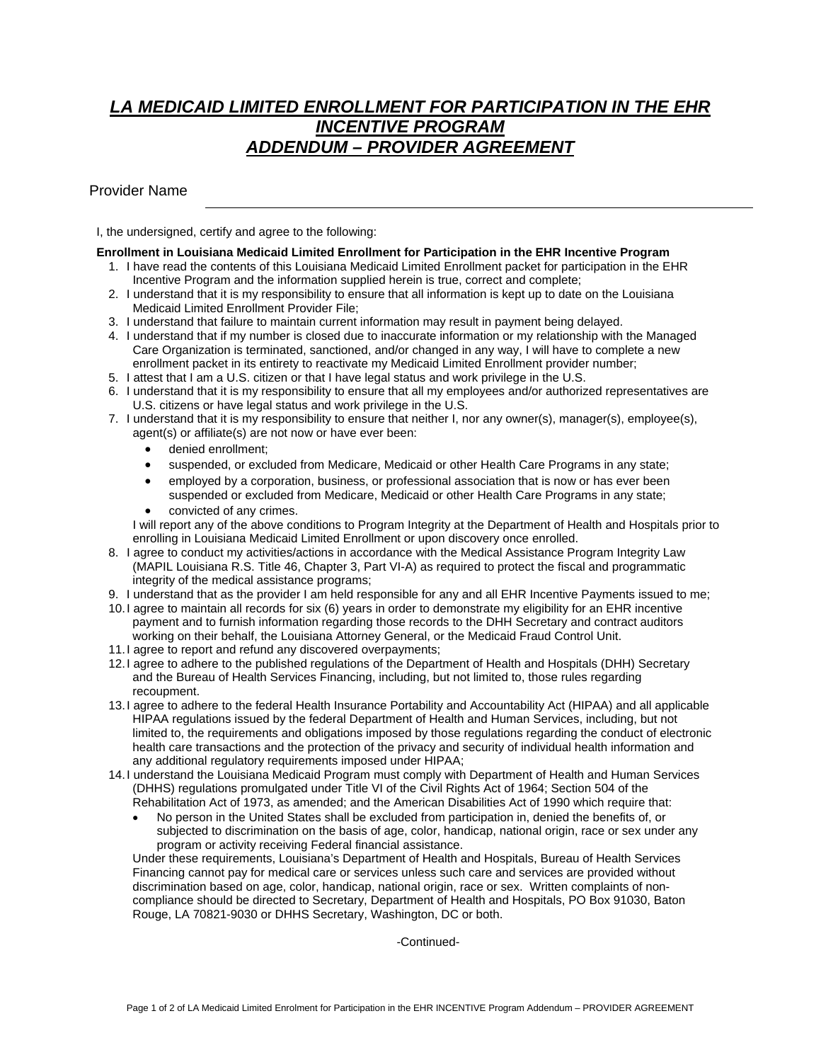# ***LA MEDICAID LIMITED ENROLLMENT FOR PARTICIPATION IN THE EHR INCENTIVE PROGRAM***
# ***ADDENDUM – PROVIDER AGREEMENT***

Provider Name ______________________________________________

I, the undersigned, certify and agree to the following:

**Enrollment in Louisiana Medicaid Limited Enrollment for Participation in the EHR Incentive Program**

1. I have read the contents of this Louisiana Medicaid Limited Enrollment packet for participation in the EHR Incentive Program and the information supplied herein is true, correct and complete;
2. I understand that it is my responsibility to ensure that all information is kept up to date on the Louisiana Medicaid Limited Enrollment Provider File;
3. I understand that failure to maintain current information may result in payment being delayed.
4. I understand that if my number is closed due to inaccurate information or my relationship with the Managed Care Organization is terminated, sanctioned, and/or changed in any way, I will have to complete a new enrollment packet in its entirety to reactivate my Medicaid Limited Enrollment provider number;
5. I attest that I am a U.S. citizen or that I have legal status and work privilege in the U.S.
6. I understand that it is my responsibility to ensure that all my employees and/or authorized representatives are U.S. citizens or have legal status and work privilege in the U.S.
7. I understand that it is my responsibility to ensure that neither I, nor any owner(s), manager(s), employee(s), agent(s) or affiliate(s) are not now or have ever been:
   - denied enrollment;
   - suspended, or excluded from Medicare, Medicaid or other Health Care Programs in any state;
   - employed by a corporation, business, or professional association that is now or has ever been suspended or excluded from Medicare, Medicaid or other Health Care Programs in any state;
   - convicted of any crimes.

   I will report any of the above conditions to Program Integrity at the Department of Health and Hospitals prior to enrolling in Louisiana Medicaid Limited Enrollment or upon discovery once enrolled.
8. I agree to conduct my activities/actions in accordance with the Medical Assistance Program Integrity Law (MAPIL Louisiana R.S. Title 46, Chapter 3, Part VI-A) as required to protect the fiscal and programmatic integrity of the medical assistance programs;
9. I understand that as the provider I am held responsible for any and all EHR Incentive Payments issued to me;
10. I agree to maintain all records for six (6) years in order to demonstrate my eligibility for an EHR incentive payment and to furnish information regarding those records to the DHH Secretary and contract auditors working on their behalf, the Louisiana Attorney General, or the Medicaid Fraud Control Unit.
11. I agree to report and refund any discovered overpayments;
12. I agree to adhere to the published regulations of the Department of Health and Hospitals (DHH) Secretary and the Bureau of Health Services Financing, including, but not limited to, those rules regarding recoupment.
13. I agree to adhere to the federal Health Insurance Portability and Accountability Act (HIPAA) and all applicable HIPAA regulations issued by the federal Department of Health and Human Services, including, but not limited to, the requirements and obligations imposed by those regulations regarding the conduct of electronic health care transactions and the protection of the privacy and security of individual health information and any additional regulatory requirements imposed under HIPAA;
14. I understand the Louisiana Medicaid Program must comply with Department of Health and Human Services (DHHS) regulations promulgated under Title VI of the Civil Rights Act of 1964; Section 504 of the Rehabilitation Act of 1973, as amended; and the American Disabilities Act of 1990 which require that:
    - No person in the United States shall be excluded from participation in, denied the benefits of, or subjected to discrimination on the basis of age, color, handicap, national origin, race or sex under any program or activity receiving Federal financial assistance.

    Under these requirements, Louisiana's Department of Health and Hospitals, Bureau of Health Services Financing cannot pay for medical care or services unless such care and services are provided without discrimination based on age, color, handicap, national origin, race or sex. Written complaints of non-compliance should be directed to Secretary, Department of Health and Hospitals, PO Box 91030, Baton Rouge, LA 70821-9030 or DHHS Secretary, Washington, DC or both.

-Continued-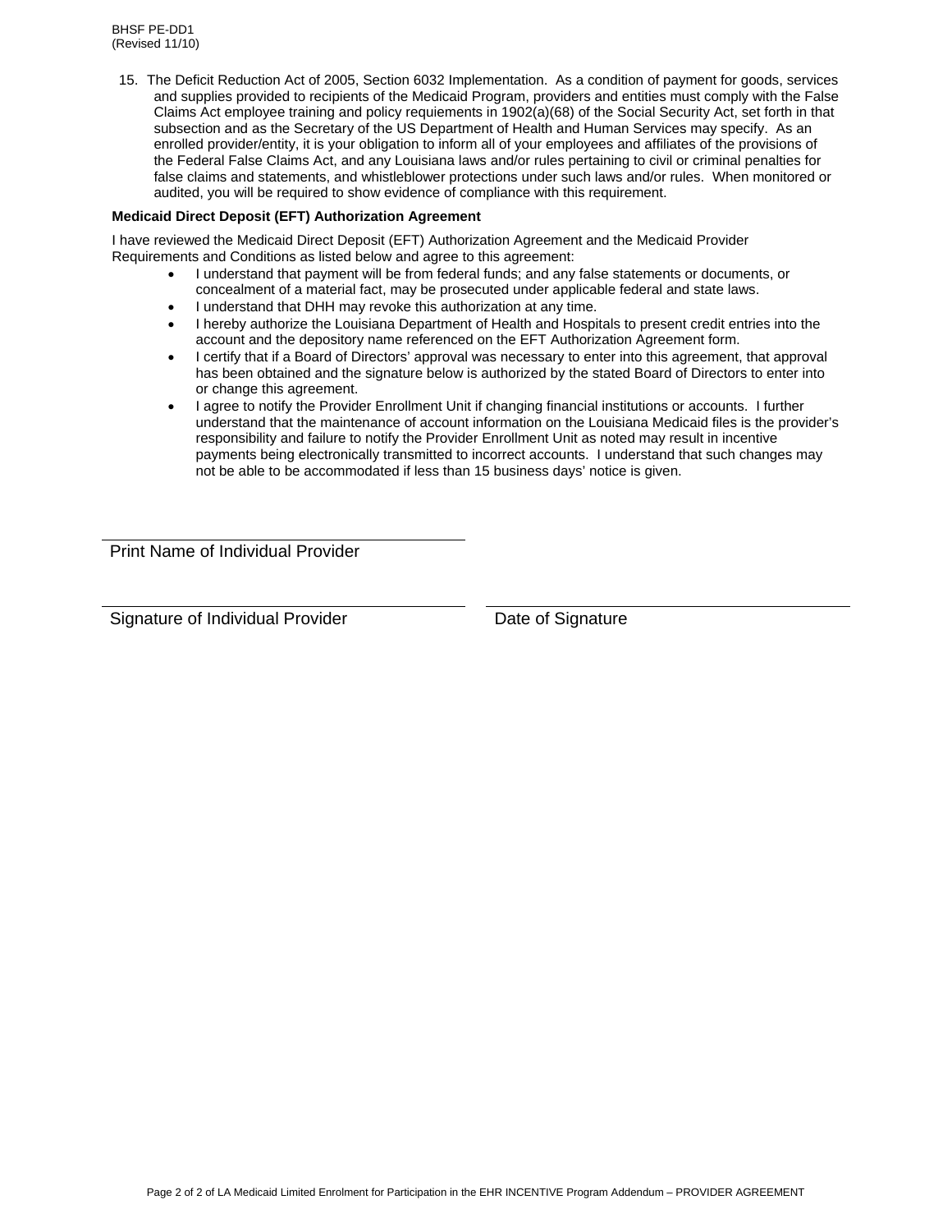BHSF PE-DD1
(Revised 11/10)

15. The Deficit Reduction Act of 2005, Section 6032 Implementation. As a condition of payment for goods, services and supplies provided to recipients of the Medicaid Program, providers and entities must comply with the False Claims Act employee training and policy requiements in 1902(a)(68) of the Social Security Act, set forth in that subsection and as the Secretary of the US Department of Health and Human Services may specify. As an enrolled provider/entity, it is your obligation to inform all of your employees and affiliates of the provisions of the Federal False Claims Act, and any Louisiana laws and/or rules pertaining to civil or criminal penalties for false claims and statements, and whistleblower protections under such laws and/or rules. When monitored or audited, you will be required to show evidence of compliance with this requirement.

**Medicaid Direct Deposit (EFT) Authorization Agreement**

I have reviewed the Medicaid Direct Deposit (EFT) Authorization Agreement and the Medicaid Provider Requirements and Conditions as listed below and agree to this agreement:

- I understand that payment will be from federal funds; and any false statements or documents, or concealment of a material fact, may be prosecuted under applicable federal and state laws.
- I understand that DHH may revoke this authorization at any time.
- I hereby authorize the Louisiana Department of Health and Hospitals to present credit entries into the account and the depository name referenced on the EFT Authorization Agreement form.
- I certify that if a Board of Directors' approval was necessary to enter into this agreement, that approval has been obtained and the signature below is authorized by the stated Board of Directors to enter into or change this agreement.
- I agree to notify the Provider Enrollment Unit if changing financial institutions or accounts. I further understand that the maintenance of account information on the Louisiana Medicaid files is the provider's responsibility and failure to notify the Provider Enrollment Unit as noted may result in incentive payments being electronically transmitted to incorrect accounts. I understand that such changes may not be able to be accommodated if less than 15 business days' notice is given.

\_\_\_\_\_\_\_\_\_\_\_\_\_\_\_\_\_\_\_\_\_\_\_\_\_\_\_\_\_\_\_\_\_\_\_\_
Print Name of Individual Provider

\_\_\_\_\_\_\_\_\_\_\_\_\_\_\_\_\_\_\_\_\_\_\_\_\_\_\_\_\_\_\_\_\_\_\_\_ \_\_\_\_\_\_\_\_\_\_\_\_\_\_\_\_\_\_\_\_\_\_\_\_\_\_\_\_\_\_\_\_\_\_\_\_
Signature of Individual Provider Date of Signature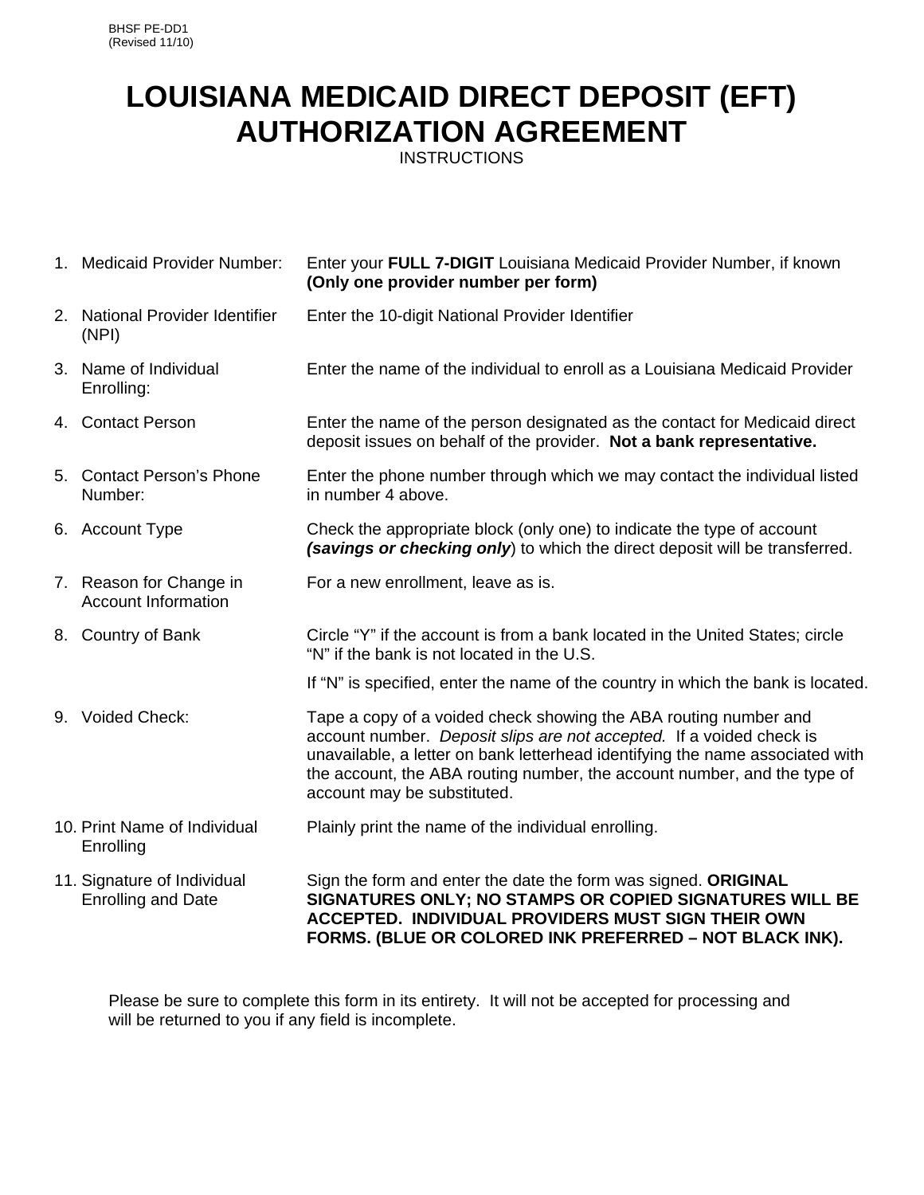BHSF PE-DD1
(Revised 11/10)

# LOUISIANA MEDICAID DIRECT DEPOSIT (EFT) AUTHORIZATION AGREEMENT

INSTRUCTIONS

| | |
|---|---|
| 1. Medicaid Provider Number: | Enter your **FULL 7-DIGIT** Louisiana Medicaid Provider Number, if known **(Only one provider number per form)** |
| 2. National Provider Identifier (NPI) | Enter the 10-digit National Provider Identifier |
| 3. Name of Individual Enrolling: | Enter the name of the individual to enroll as a Louisiana Medicaid Provider |
| 4. Contact Person | Enter the name of the person designated as the contact for Medicaid direct deposit issues on behalf of the provider. **Not a bank representative.** |
| 5. Contact Person's Phone Number: | Enter the phone number through which we may contact the individual listed in number 4 above. |
| 6. Account Type | Check the appropriate block (only one) to indicate the type of account ***(savings or checking only***) to which the direct deposit will be transferred. |
| 7. Reason for Change in Account Information | For a new enrollment, leave as is. |
| 8. Country of Bank | Circle "Y" if the account is from a bank located in the United States; circle "N" if the bank is not located in the U.S. If "N" is specified, enter the name of the country in which the bank is located. |
| 9. Voided Check: | Tape a copy of a voided check showing the ABA routing number and account number. *Deposit slips are not accepted.* If a voided check is unavailable, a letter on bank letterhead identifying the name associated with the account, the ABA routing number, the account number, and the type of account may be substituted. |
| 10. Print Name of Individual Enrolling | Plainly print the name of the individual enrolling. |
| 11. Signature of Individual Enrolling and Date | Sign the form and enter the date the form was signed. **ORIGINAL SIGNATURES ONLY; NO STAMPS OR COPIED SIGNATURES WILL BE ACCEPTED. INDIVIDUAL PROVIDERS MUST SIGN THEIR OWN FORMS. (BLUE OR COLORED INK PREFERRED – NOT BLACK INK).** |

Please be sure to complete this form in its entirety. It will not be accepted for processing and will be returned to you if any field is incomplete.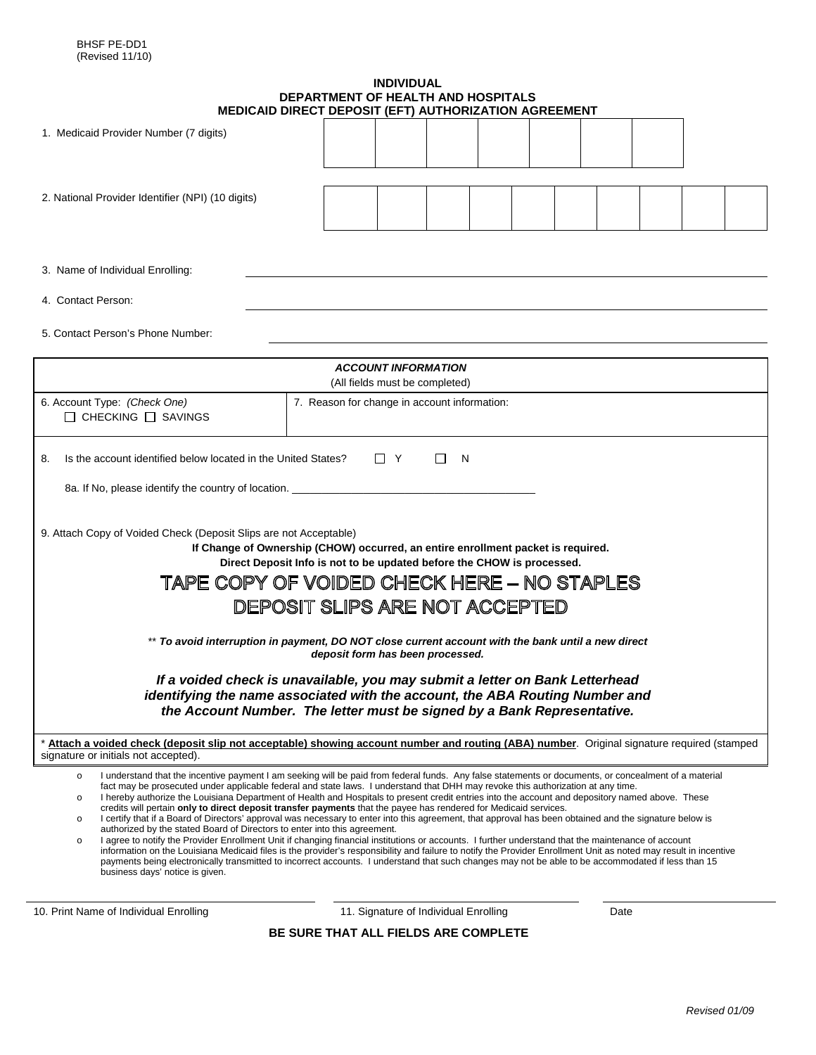BHSF PE-DD1
(Revised 11/10)

**INDIVIDUAL**
**DEPARTMENT OF HEALTH AND HOSPITALS**
**MEDICAID DIRECT DEPOSIT (EFT) AUTHORIZATION AGREEMENT**

1. Medicaid Provider Number (7 digits)

| | | | | | | |
|---|---|---|---|---|---|---|
| | | | | | | |

2. National Provider Identifier (NPI) (10 digits)

| | | | | | | | | | |
|---|---|---|---|---|---|---|---|---|---|
| | | | | | | | | | |

3. Name of Individual Enrolling: ______________________________

4. Contact Person: ______________________________

5. Contact Person's Phone Number: ______________________________

***ACCOUNT INFORMATION***
(All fields must be completed)

| | |
|---|---|
| 6. Account Type: *(Check One)* ☐ CHECKING ☐ SAVINGS | 7. Reason for change in account information: |

8. Is the account identified below located in the United States? ☐ Y ☐ N

8a. If No, please identify the country of location. ______________________________

9. Attach Copy of Voided Check (Deposit Slips are not Acceptable)

**If Change of Ownership (CHOW) occurred, an entire enrollment packet is required.**
**Direct Deposit Info is not to be updated before the CHOW is processed.**

**TAPE COPY OF VOIDED CHECK HERE – NO STAPLES**
**DEPOSIT SLIPS ARE NOT ACCEPTED**

** ***To avoid interruption in payment, DO NOT close current account with the bank until a new direct deposit form has been processed.***

***If a voided check is unavailable, you may submit a letter on Bank Letterhead identifying the name associated with the account, the ABA Routing Number and the Account Number. The letter must be signed by a Bank Representative.***

* **Attach a voided check (deposit slip not acceptable) showing account number and routing (ABA) number**. Original signature required (stamped signature or initials not accepted).

- I understand that the incentive payment I am seeking will be paid from federal funds. Any false statements or documents, or concealment of a material fact may be prosecuted under applicable federal and state laws. I understand that DHH may revoke this authorization at any time.
- I hereby authorize the Louisiana Department of Health and Hospitals to present credit entries into the account and depository named above. These credits will pertain **only to direct deposit transfer payments** that the payee has rendered for Medicaid services.
- I certify that if a Board of Directors' approval was necessary to enter into this agreement, that approval has been obtained and the signature below is authorized by the stated Board of Directors to enter into this agreement.
- I agree to notify the Provider Enrollment Unit if changing financial institutions or accounts. I further understand that the maintenance of account information on the Louisiana Medicaid files is the provider's responsibility and failure to notify the Provider Enrollment Unit as noted may result in incentive payments being electronically transmitted to incorrect accounts. I understand that such changes may not be able to be accommodated if less than 15 business days' notice is given.

______________________________ ______________________________ ______________
10. Print Name of Individual Enrolling 11. Signature of Individual Enrolling Date

**BE SURE THAT ALL FIELDS ARE COMPLETE**

*Revised 01/09*